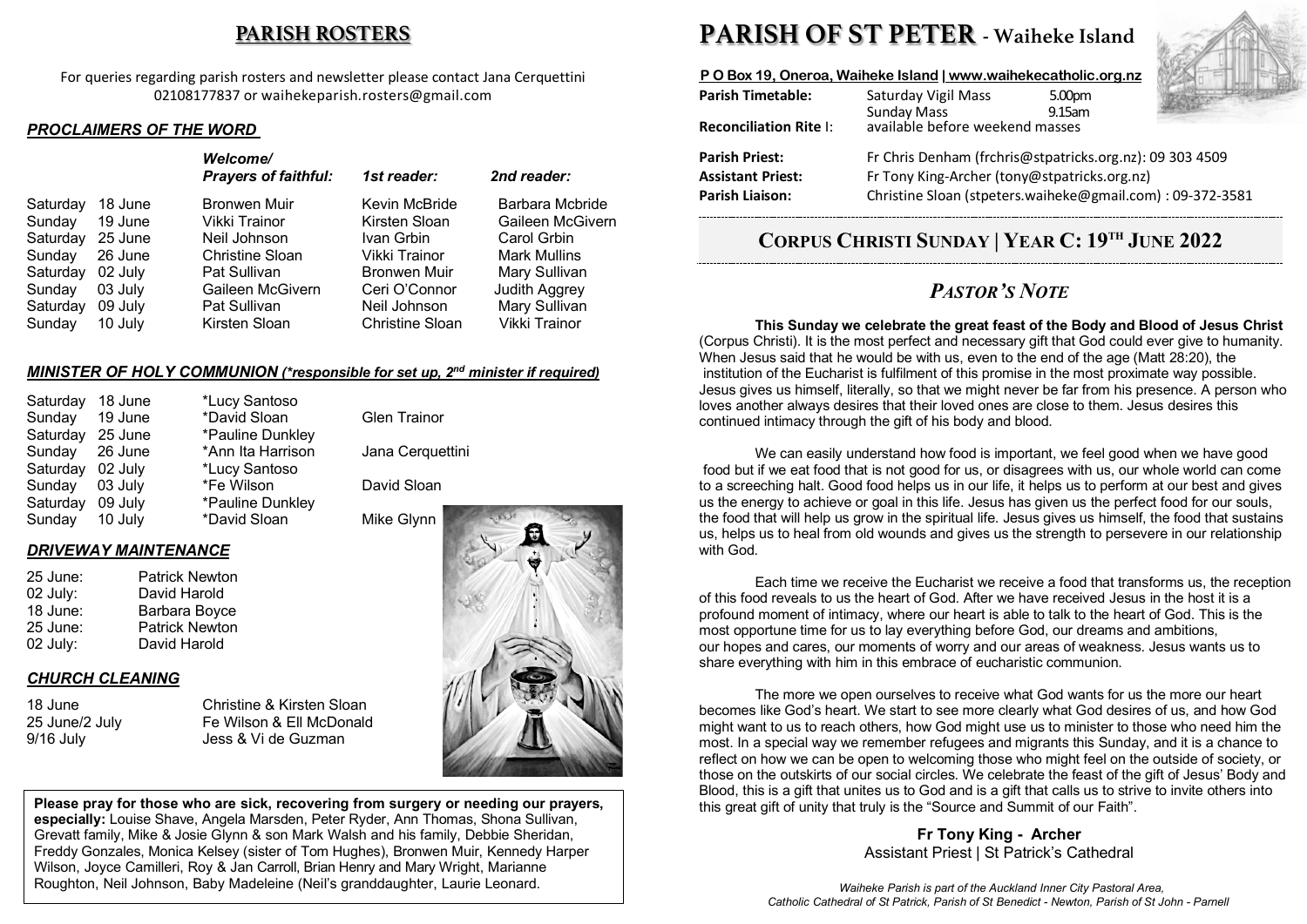## PARISH ROSTERS

For queries regarding parish rosters and newsletter please contact Jana Cerquettini 02108177837 or waihekeparish.rosters@gmail.com

### *PROCLAIMERS OF THE WORD*

| | *Welcome/ Prayers of faithful:* | *1st reader:* | *2nd reader:* |
|---|---|---|---|
| Saturday 18 June | Bronwen Muir | Kevin McBride | Barbara Mcbride |
| Sunday 19 June | Vikki Trainor | Kirsten Sloan | Gaileen McGivern |
| Saturday 25 June | Neil Johnson | Ivan Grbin | Carol Grbin |
| Sunday 26 June | Christine Sloan | Vikki Trainor | Mark Mullins |
| Saturday 02 July | Pat Sullivan | Bronwen Muir | Mary Sullivan |
| Sunday 03 July | Gaileen McGivern | Ceri O'Connor | Judith Aggrey |
| Saturday 09 July | Pat Sullivan | Neil Johnson | Mary Sullivan |
| Sunday 10 July | Kirsten Sloan | Christine Sloan | Vikki Trainor |

### *MINISTER OF HOLY COMMUNION (*responsible for set up, 2nd minister if required)*

| | | |
|---|---|---|
| Saturday 18 June | *Lucy Santoso | |
| Sunday 19 June | *David Sloan | Glen Trainor |
| Saturday 25 June | *Pauline Dunkley | |
| Sunday 26 June | *Ann Ita Harrison | Jana Cerquettini |
| Saturday 02 July | *Lucy Santoso | |
| Sunday 03 July | *Fe Wilson | David Sloan |
| Saturday 09 July | *Pauline Dunkley | |
| Sunday 10 July | *David Sloan | Mike Glynn |

### *DRIVEWAY MAINTENANCE*

| | |
|---|---|
| 25 June: | Patrick Newton |
| 02 July: | David Harold |
| 18 June: | Barbara Boyce |
| 25 June: | Patrick Newton |
| 02 July: | David Harold |

### *CHURCH CLEANING*

| | |
|---|---|
| 18 June | Christine & Kirsten Sloan |
| 25 June/2 July | Fe Wilson & Ell McDonald |
| 9/16 July | Jess & Vi de Guzman |

**Please pray for those who are sick, recovering from surgery or needing our prayers, especially:** Louise Shave, Angela Marsden, Peter Ryder, Ann Thomas, Shona Sullivan, Grevatt family, Mike & Josie Glynn & son Mark Walsh and his family, Debbie Sheridan, Freddy Gonzales, Monica Kelsey (sister of Tom Hughes), Bronwen Muir, Kennedy Harper Wilson, Joyce Camilleri, Roy & Jan Carroll, Brian Henry and Mary Wright, Marianne Roughton, Neil Johnson, Baby Madeleine (Neil's granddaughter, Laurie Leonard.

# PARISH OF ST PETER - Waiheke Island

**P O Box 19, Oneroa, Waiheke Island | www.waihekecatholic.org.nz**

| | | |
|---|---|---|
| **Parish Timetable:** | Saturday Vigil Mass | 5.00pm |
| | Sunday Mass | 9.15am |
| **Reconciliation Rite I:** | available before weekend masses | |

**Parish Priest:** Fr Chris Denham (frchris@stpatricks.org.nz): 09 303 4509
**Assistant Priest:** Fr Tony King-Archer (tony@stpatricks.org.nz)
**Parish Liaison:** Christine Sloan (stpeters.waiheke@gmail.com) : 09-372-3581

## CORPUS CHRISTI SUNDAY | YEAR C: 19TH JUNE 2022

## *PASTOR'S NOTE*

**This Sunday we celebrate the great feast of the Body and Blood of Jesus Christ** (Corpus Christi). It is the most perfect and necessary gift that God could ever give to humanity. When Jesus said that he would be with us, even to the end of the age (Matt 28:20), the institution of the Eucharist is fulfilment of this promise in the most proximate way possible. Jesus gives us himself, literally, so that we might never be far from his presence. A person who loves another always desires that their loved ones are close to them. Jesus desires this continued intimacy through the gift of his body and blood.

We can easily understand how food is important, we feel good when we have good food but if we eat food that is not good for us, or disagrees with us, our whole world can come to a screeching halt. Good food helps us in our life, it helps us to perform at our best and gives us the energy to achieve or goal in this life. Jesus has given us the perfect food for our souls, the food that will help us grow in the spiritual life. Jesus gives us himself, the food that sustains us, helps us to heal from old wounds and gives us the strength to persevere in our relationship with God.

Each time we receive the Eucharist we receive a food that transforms us, the reception of this food reveals to us the heart of God. After we have received Jesus in the host it is a profound moment of intimacy, where our heart is able to talk to the heart of God. This is the most opportune time for us to lay everything before God, our dreams and ambitions, our hopes and cares, our moments of worry and our areas of weakness. Jesus wants us to share everything with him in this embrace of eucharistic communion.

The more we open ourselves to receive what God wants for us the more our heart becomes like God's heart. We start to see more clearly what God desires of us, and how God might want to us to reach others, how God might use us to minister to those who need him the most. In a special way we remember refugees and migrants this Sunday, and it is a chance to reflect on how we can be open to welcoming those who might feel on the outside of society, or those on the outskirts of our social circles. We celebrate the feast of the gift of Jesus' Body and Blood, this is a gift that unites us to God and is a gift that calls us to strive to invite others into this great gift of unity that truly is the "Source and Summit of our Faith".

**Fr Tony King - Archer**
Assistant Priest | St Patrick's Cathedral

*Waiheke Parish is part of the Auckland Inner City Pastoral Area, Catholic Cathedral of St Patrick, Parish of St Benedict - Newton, Parish of St John - Parnell*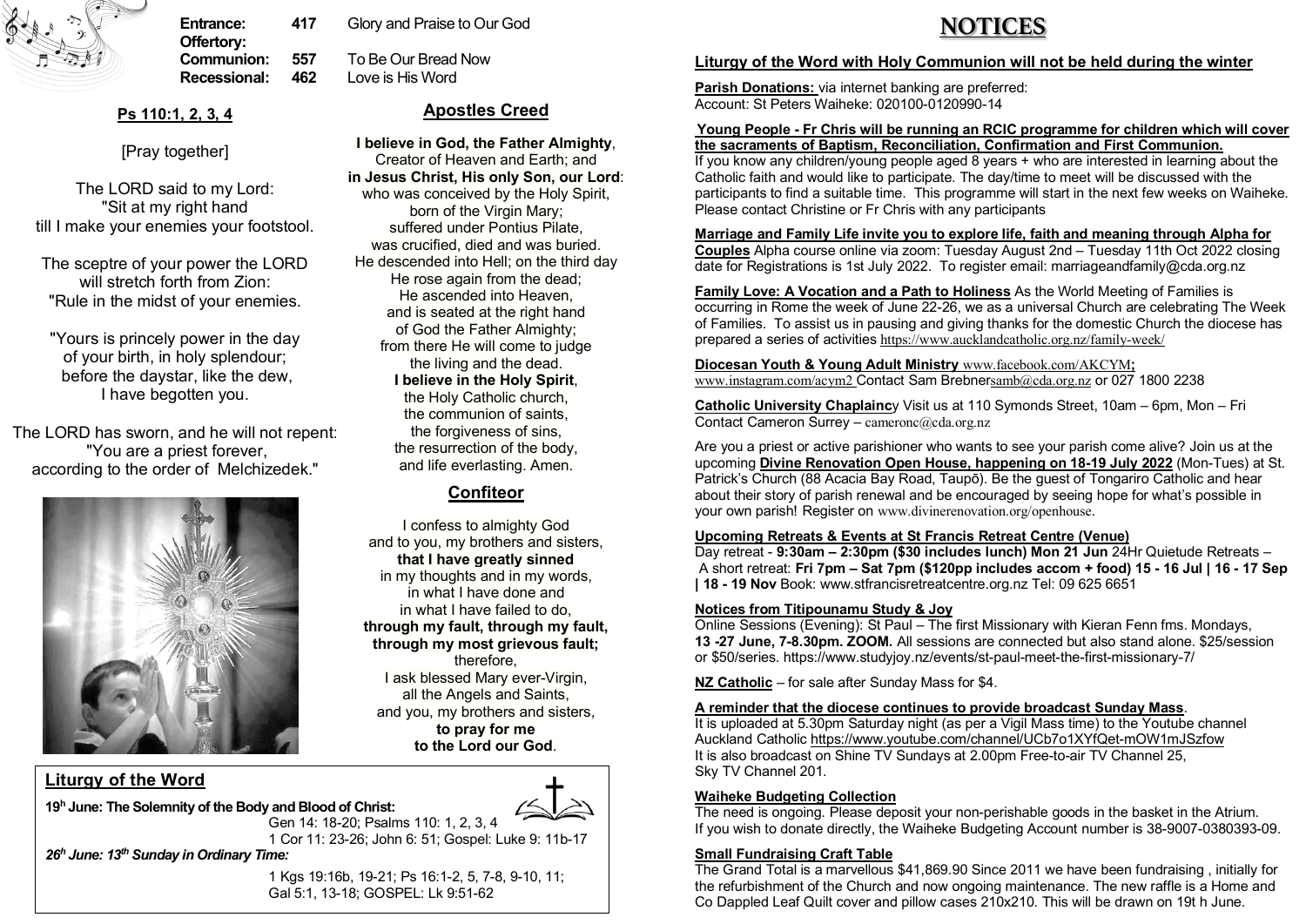| | | |
|---|---|---|
| **Entrance:** | **417** | Glory and Praise to Our God |
| **Offertory:** | | |
| **Communion:** | **557** | To Be Our Bread Now |
| **Recessional:** | **462** | Love is His Word |

## Ps 110:1, 2, 3, 4

[Pray together]

The LORD said to my Lord:
"Sit at my right hand
till I make your enemies your footstool.

The sceptre of your power the LORD
will stretch forth from Zion:
"Rule in the midst of your enemies.

"Yours is princely power in the day
of your birth, in holy splendour;
before the daystar, like the dew,
I have begotten you.

The LORD has sworn, and he will not repent:
"You are a priest forever,
according to the order of Melchizedek."

## Apostles Creed

**I believe in God, the Father Almighty**,
Creator of Heaven and Earth; and
**in Jesus Christ, His only Son, our Lord**:
who was conceived by the Holy Spirit,
born of the Virgin Mary;
suffered under Pontius Pilate,
was crucified, died and was buried.
He descended into Hell; on the third day
He rose again from the dead;
He ascended into Heaven,
and is seated at the right hand
of God the Father Almighty;
from there He will come to judge
the living and the dead.
**I believe in the Holy Spirit**,
the Holy Catholic church,
the communion of saints,
the forgiveness of sins,
the resurrection of the body,
and life everlasting. Amen.

## Confiteor

I confess to almighty God
and to you, my brothers and sisters,
**that I have greatly sinned**
in my thoughts and in my words,
in what I have done and
in what I have failed to do,
**through my fault, through my fault,**
**through my most grievous fault;**
therefore,
I ask blessed Mary ever-Virgin,
all the Angels and Saints,
and you, my brothers and sisters,
**to pray for me**
**to the Lord our God**.

## Liturgy of the Word

**19h June: The Solemnity of the Body and Blood of Christ:**
Gen 14: 18-20; Psalms 110: 1, 2, 3, 4
1 Cor 11: 23-26; John 6: 51; Gospel: Luke 9: 11b-17

***26h June: 13th Sunday in Ordinary Time:***
1 Kgs 19:16b, 19-21; Ps 16:1-2, 5, 7-8, 9-10, 11; Gal 5:1, 13-18; GOSPEL: Lk 9:51-62

# NOTICES

**Liturgy of the Word with Holy Communion will not be held during the winter**

**Parish Donations:** via internet banking are preferred:
Account: St Peters Waiheke: 020100-0120990-14

**Young People - Fr Chris will be running an RCIC programme for children which will cover the sacraments of Baptism, Reconciliation, Confirmation and First Communion.**
If you know any children/young people aged 8 years + who are interested in learning about the Catholic faith and would like to participate. The day/time to meet will be discussed with the participants to find a suitable time. This programme will start in the next few weeks on Waiheke. Please contact Christine or Fr Chris with any participants

**Marriage and Family Life invite you to explore life, faith and meaning through Alpha for Couples** Alpha course online via zoom: Tuesday August 2nd – Tuesday 11th Oct 2022 closing date for Registrations is 1st July 2022. To register email: marriageandfamily@cda.org.nz

**Family Love: A Vocation and a Path to Holiness** As the World Meeting of Families is occurring in Rome the week of June 22-26, we as a universal Church are celebrating The Week of Families. To assist us in pausing and giving thanks for the domestic Church the diocese has prepared a series of activities https://www.aucklandcatholic.org.nz/family-week/

**Diocesan Youth & Young Adult Ministry** www.facebook.com/AKCYM**;** www.instagram.com/acym2 Contact Sam Brebner samb@cda.org.nz or 027 1800 2238

**Catholic University Chaplaincy** Visit us at 110 Symonds Street, 10am – 6pm, Mon – Fri Contact Cameron Surrey – cameronc@cda.org.nz

Are you a priest or active parishioner who wants to see your parish come alive? Join us at the upcoming **Divine Renovation Open House, happening on 18-19 July 2022** (Mon-Tues) at St. Patrick's Church (88 Acacia Bay Road, Taupō). Be the guest of Tongariro Catholic and hear about their story of parish renewal and be encouraged by seeing hope for what's possible in your own parish! Register on www.divinerenovation.org/openhouse.

**Upcoming Retreats & Events at St Francis Retreat Centre (Venue)**
Day retreat - **9:30am – 2:30pm ($30 includes lunch) Mon 21 Jun** 24Hr Quietude Retreats – A short retreat: **Fri 7pm – Sat 7pm ($120pp includes accom + food) 15 - 16 Jul | 16 - 17 Sep | 18 - 19 Nov** Book: www.stfrancisretreatcentre.org.nz Tel: 09 625 6651

**Notices from Titipounamu Study & Joy**
Online Sessions (Evening): St Paul – The first Missionary with Kieran Fenn fms. Mondays, **13 -27 June, 7-8.30pm. ZOOM.** All sessions are connected but also stand alone. $25/session or $50/series. https://www.studyjoy.nz/events/st-paul-meet-the-first-missionary-7/

**NZ Catholic** – for sale after Sunday Mass for $4.

**A reminder that the diocese continues to provide broadcast Sunday Mass**.
It is uploaded at 5.30pm Saturday night (as per a Vigil Mass time) to the Youtube channel Auckland Catholic https://www.youtube.com/channel/UCb7o1XYfQet-mOW1mJSzfow
It is also broadcast on Shine TV Sundays at 2.00pm Free-to-air TV Channel 25, Sky TV Channel 201.

**Waiheke Budgeting Collection**
The need is ongoing. Please deposit your non-perishable goods in the basket in the Atrium. If you wish to donate directly, the Waiheke Budgeting Account number is 38-9007-0380393-09.

**Small Fundraising Craft Table**
The Grand Total is a marvellous $41,869.90 Since 2011 we have been fundraising , initially for the refurbishment of the Church and now ongoing maintenance. The new raffle is a Home and Co Dappled Leaf Quilt cover and pillow cases 210x210. This will be drawn on 19t h June.